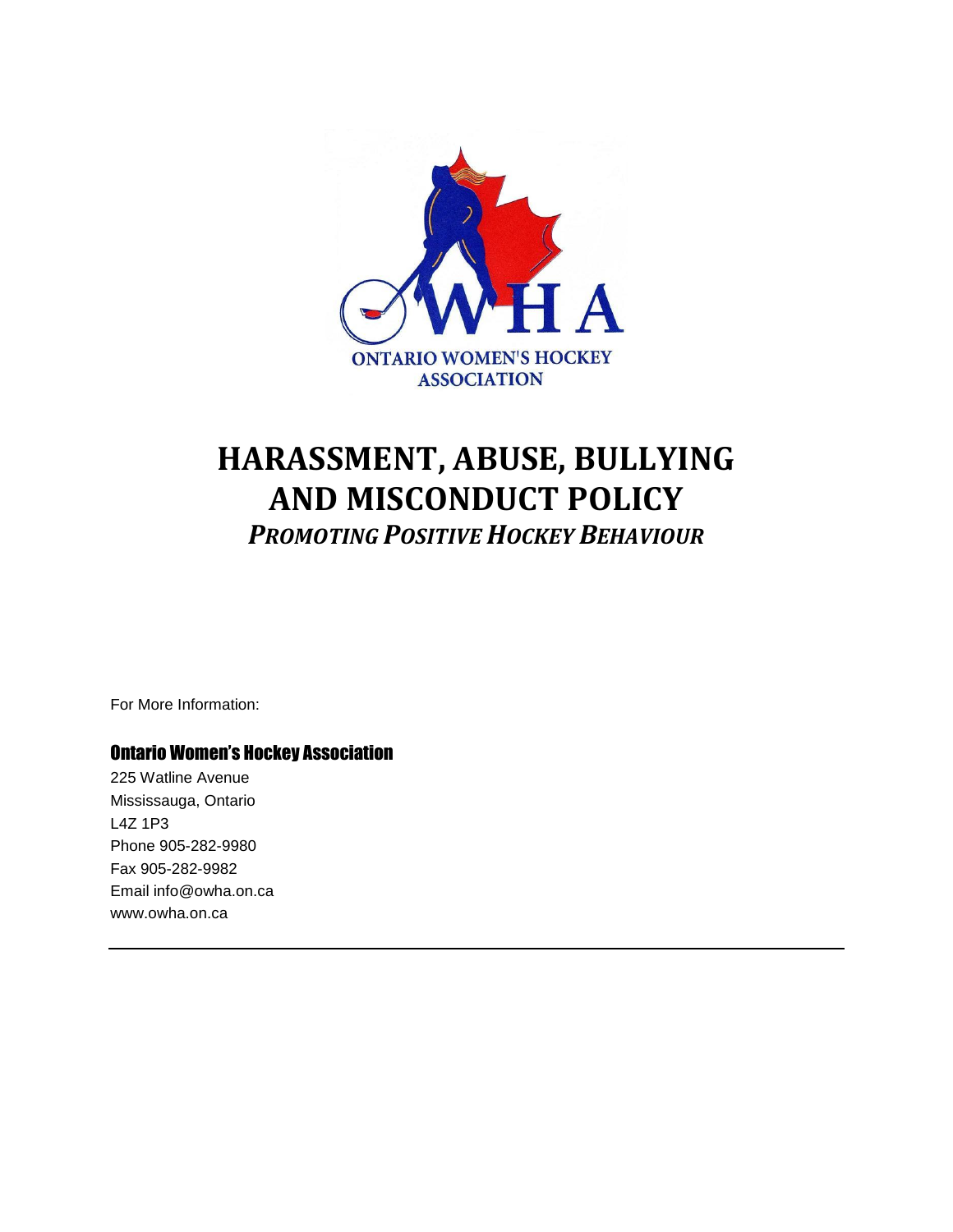ONTARIO WOMEN'S HOCKEY ASSOCIATION

# HARASSMENT, ABUSE, BULLYING AND MISCONDUCT POLICY

## *PROMOTING POSITIVE HOCKEY BEHAVIOUR*

For More Information:

### Ontario Women's Hockey Association

225 Watline Avenue
Mississauga, Ontario
L4Z 1P3
Phone 905-282-9980
Fax 905-282-9982
Email info@owha.on.ca
www.owha.on.ca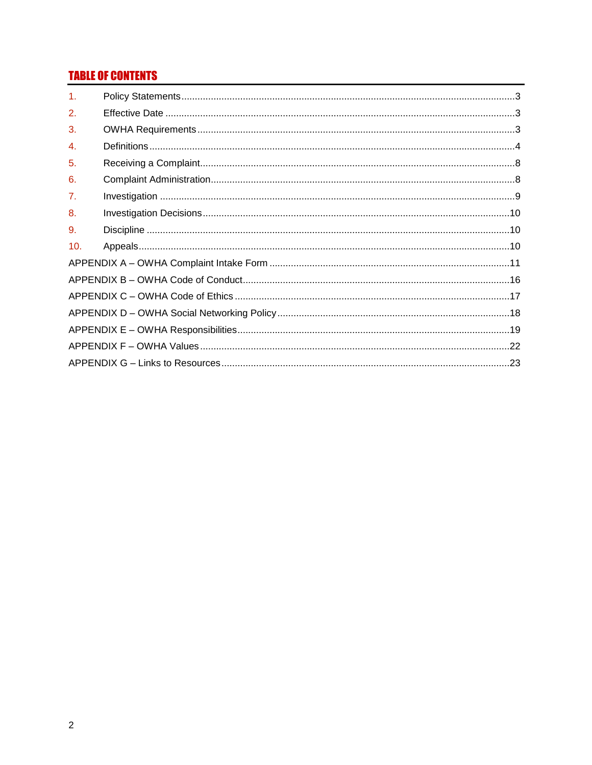## TABLE OF CONTENTS

1. Policy Statements ..... 3
2. Effective Date ..... 3
3. OWHA Requirements ..... 3
4. Definitions ..... 4
5. Receiving a Complaint ..... 8
6. Complaint Administration ..... 8
7. Investigation ..... 9
8. Investigation Decisions ..... 10
9. Discipline ..... 10
10. Appeals ..... 10

APPENDIX A – OWHA Complaint Intake Form ..... 11
APPENDIX B – OWHA Code of Conduct ..... 16
APPENDIX C – OWHA Code of Ethics ..... 17
APPENDIX D – OWHA Social Networking Policy ..... 18
APPENDIX E – OWHA Responsibilities ..... 19
APPENDIX F – OWHA Values ..... 22
APPENDIX G – Links to Resources ..... 23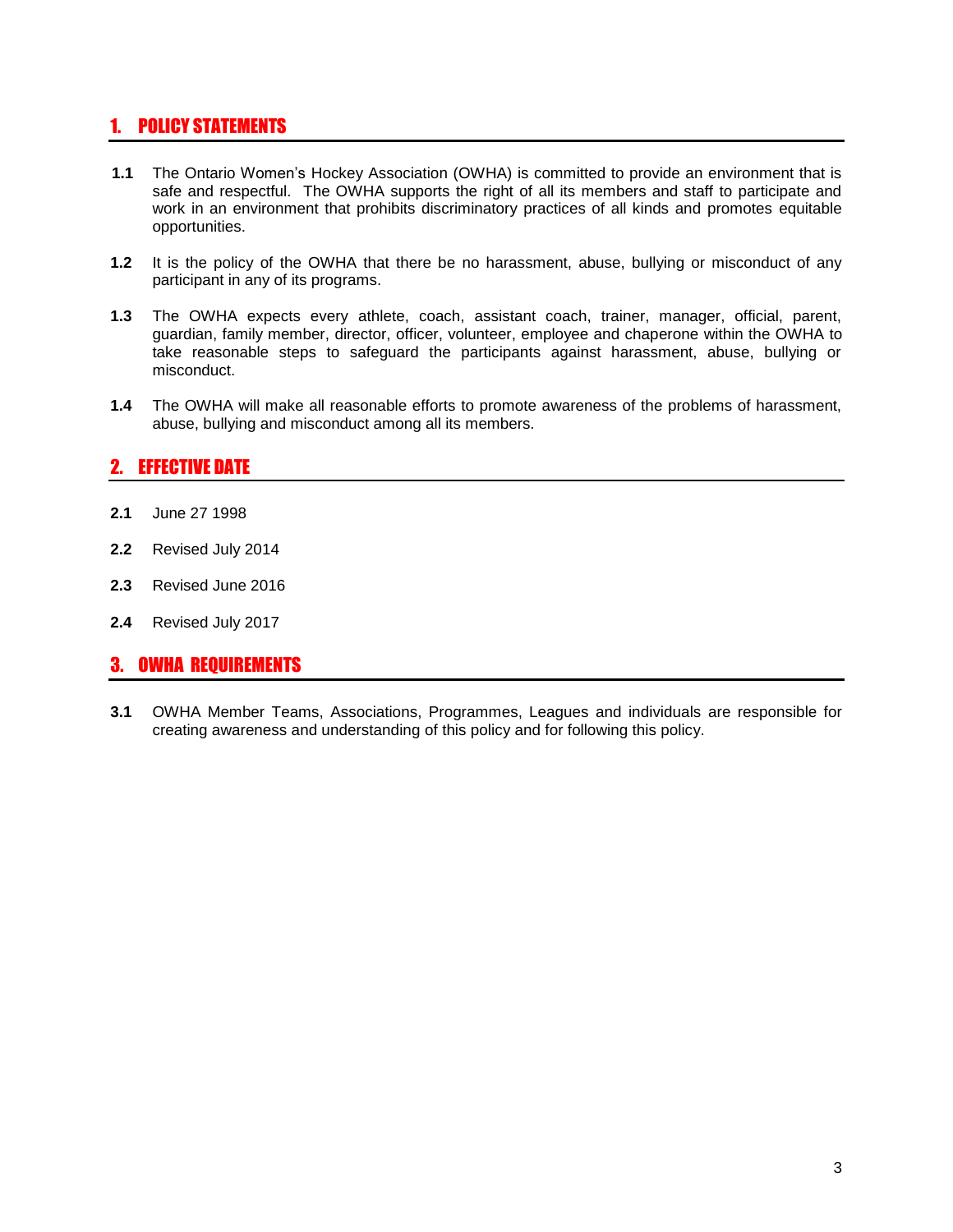## 1. POLICY STATEMENTS

**1.1** The Ontario Women's Hockey Association (OWHA) is committed to provide an environment that is safe and respectful. The OWHA supports the right of all its members and staff to participate and work in an environment that prohibits discriminatory practices of all kinds and promotes equitable opportunities.

**1.2** It is the policy of the OWHA that there be no harassment, abuse, bullying or misconduct of any participant in any of its programs.

**1.3** The OWHA expects every athlete, coach, assistant coach, trainer, manager, official, parent, guardian, family member, director, officer, volunteer, employee and chaperone within the OWHA to take reasonable steps to safeguard the participants against harassment, abuse, bullying or misconduct.

**1.4** The OWHA will make all reasonable efforts to promote awareness of the problems of harassment, abuse, bullying and misconduct among all its members.

## 2. EFFECTIVE DATE

**2.1** June 27 1998

**2.2** Revised July 2014

**2.3** Revised June 2016

**2.4** Revised July 2017

## 3. OWHA REQUIREMENTS

**3.1** OWHA Member Teams, Associations, Programmes, Leagues and individuals are responsible for creating awareness and understanding of this policy and for following this policy.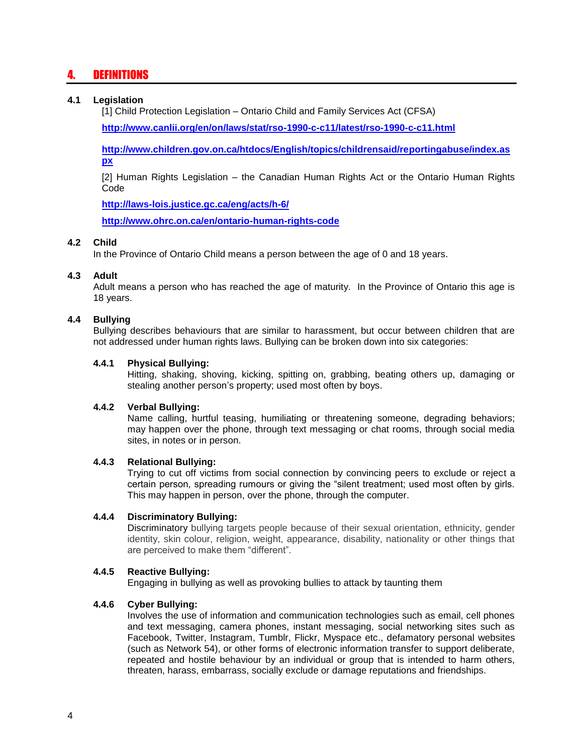# 4. DEFINITIONS

### 4.1 Legislation

[1] Child Protection Legislation – Ontario Child and Family Services Act (CFSA)

**http://www.canlii.org/en/on/laws/stat/rso-1990-c-c11/latest/rso-1990-c-c11.html**

**http://www.children.gov.on.ca/htdocs/English/topics/childrensaid/reportingabuse/index.aspx**

[2] Human Rights Legislation – the Canadian Human Rights Act or the Ontario Human Rights Code

**http://laws-lois.justice.gc.ca/eng/acts/h-6/**

**http://www.ohrc.on.ca/en/ontario-human-rights-code**

### 4.2 Child

In the Province of Ontario Child means a person between the age of 0 and 18 years.

### 4.3 Adult

Adult means a person who has reached the age of maturity. In the Province of Ontario this age is 18 years.

### 4.4 Bullying

Bullying describes behaviours that are similar to harassment, but occur between children that are not addressed under human rights laws. Bullying can be broken down into six categories:

#### 4.4.1 Physical Bullying:

Hitting, shaking, shoving, kicking, spitting on, grabbing, beating others up, damaging or stealing another person's property; used most often by boys.

#### 4.4.2 Verbal Bullying:

Name calling, hurtful teasing, humiliating or threatening someone, degrading behaviors; may happen over the phone, through text messaging or chat rooms, through social media sites, in notes or in person.

#### 4.4.3 Relational Bullying:

Trying to cut off victims from social connection by convincing peers to exclude or reject a certain person, spreading rumours or giving the "silent treatment; used most often by girls. This may happen in person, over the phone, through the computer.

#### 4.4.4 Discriminatory Bullying:

Discriminatory bullying targets people because of their sexual orientation, ethnicity, gender identity, skin colour, religion, weight, appearance, disability, nationality or other things that are perceived to make them "different".

#### 4.4.5 Reactive Bullying:

Engaging in bullying as well as provoking bullies to attack by taunting them

#### 4.4.6 Cyber Bullying:

Involves the use of information and communication technologies such as email, cell phones and text messaging, camera phones, instant messaging, social networking sites such as Facebook, Twitter, Instagram, Tumblr, Flickr, Myspace etc., defamatory personal websites (such as Network 54), or other forms of electronic information transfer to support deliberate, repeated and hostile behaviour by an individual or group that is intended to harm others, threaten, harass, embarrass, socially exclude or damage reputations and friendships.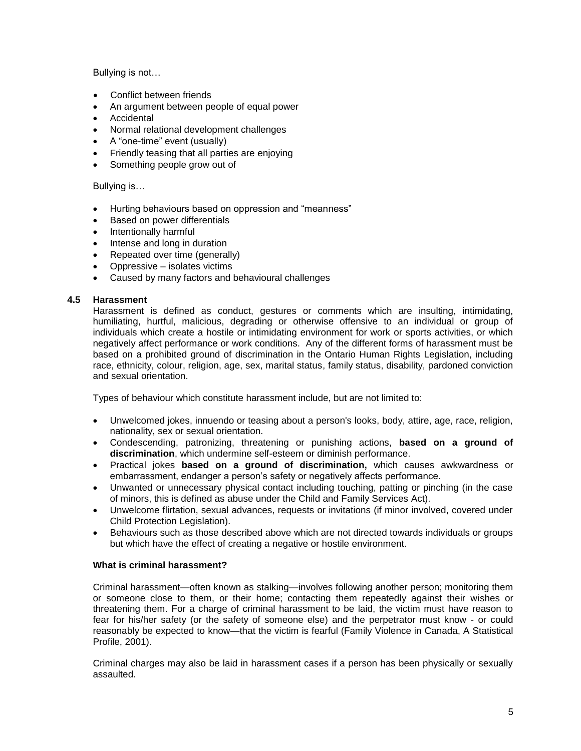Bullying is not…

- Conflict between friends
- An argument between people of equal power
- Accidental
- Normal relational development challenges
- A "one-time" event (usually)
- Friendly teasing that all parties are enjoying
- Something people grow out of

Bullying is…

- Hurting behaviours based on oppression and "meanness"
- Based on power differentials
- Intentionally harmful
- Intense and long in duration
- Repeated over time (generally)
- Oppressive – isolates victims
- Caused by many factors and behavioural challenges

### 4.5 Harassment

Harassment is defined as conduct, gestures or comments which are insulting, intimidating, humiliating, hurtful, malicious, degrading or otherwise offensive to an individual or group of individuals which create a hostile or intimidating environment for work or sports activities, or which negatively affect performance or work conditions. Any of the different forms of harassment must be based on a prohibited ground of discrimination in the Ontario Human Rights Legislation, including race, ethnicity, colour, religion, age, sex, marital status, family status, disability, pardoned conviction and sexual orientation.

Types of behaviour which constitute harassment include, but are not limited to:

- Unwelcomed jokes, innuendo or teasing about a person's looks, body, attire, age, race, religion, nationality, sex or sexual orientation.
- Condescending, patronizing, threatening or punishing actions, **based on a ground of discrimination**, which undermine self-esteem or diminish performance.
- Practical jokes **based on a ground of discrimination,** which causes awkwardness or embarrassment, endanger a person's safety or negatively affects performance.
- Unwanted or unnecessary physical contact including touching, patting or pinching (in the case of minors, this is defined as abuse under the Child and Family Services Act).
- Unwelcome flirtation, sexual advances, requests or invitations (if minor involved, covered under Child Protection Legislation).
- Behaviours such as those described above which are not directed towards individuals or groups but which have the effect of creating a negative or hostile environment.

**What is criminal harassment?**

Criminal harassment—often known as stalking—involves following another person; monitoring them or someone close to them, or their home; contacting them repeatedly against their wishes or threatening them. For a charge of criminal harassment to be laid, the victim must have reason to fear for his/her safety (or the safety of someone else) and the perpetrator must know - or could reasonably be expected to know—that the victim is fearful (Family Violence in Canada, A Statistical Profile, 2001).

Criminal charges may also be laid in harassment cases if a person has been physically or sexually assaulted.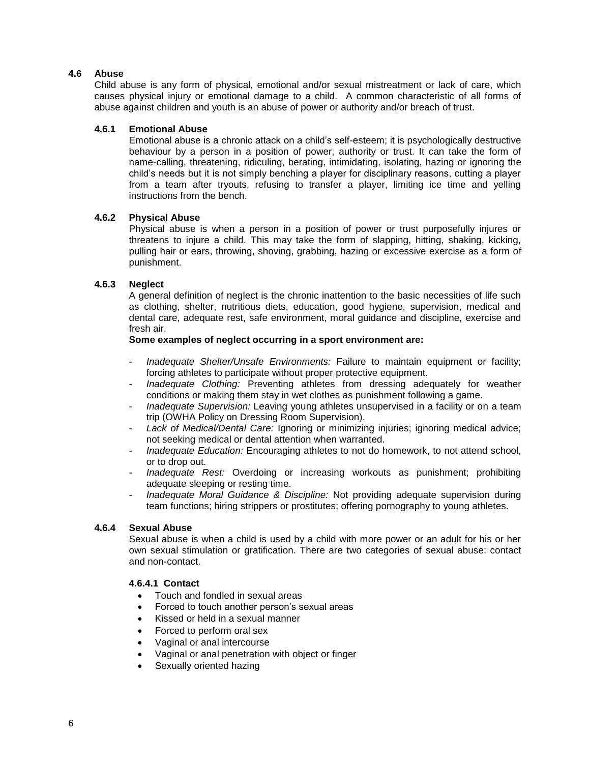## 4.6 Abuse

Child abuse is any form of physical, emotional and/or sexual mistreatment or lack of care, which causes physical injury or emotional damage to a child. A common characteristic of all forms of abuse against children and youth is an abuse of power or authority and/or breach of trust.

### 4.6.1 Emotional Abuse

Emotional abuse is a chronic attack on a child's self-esteem; it is psychologically destructive behaviour by a person in a position of power, authority or trust. It can take the form of name-calling, threatening, ridiculing, berating, intimidating, isolating, hazing or ignoring the child's needs but it is not simply benching a player for disciplinary reasons, cutting a player from a team after tryouts, refusing to transfer a player, limiting ice time and yelling instructions from the bench.

### 4.6.2 Physical Abuse

Physical abuse is when a person in a position of power or trust purposefully injures or threatens to injure a child. This may take the form of slapping, hitting, shaking, kicking, pulling hair or ears, throwing, shoving, grabbing, hazing or excessive exercise as a form of punishment.

### 4.6.3 Neglect

A general definition of neglect is the chronic inattention to the basic necessities of life such as clothing, shelter, nutritious diets, education, good hygiene, supervision, medical and dental care, adequate rest, safe environment, moral guidance and discipline, exercise and fresh air.

**Some examples of neglect occurring in a sport environment are:**

- *Inadequate Shelter/Unsafe Environments:* Failure to maintain equipment or facility; forcing athletes to participate without proper protective equipment.
- *Inadequate Clothing:* Preventing athletes from dressing adequately for weather conditions or making them stay in wet clothes as punishment following a game.
- *Inadequate Supervision:* Leaving young athletes unsupervised in a facility or on a team trip (OWHA Policy on Dressing Room Supervision).
- *Lack of Medical/Dental Care:* Ignoring or minimizing injuries; ignoring medical advice; not seeking medical or dental attention when warranted.
- *Inadequate Education:* Encouraging athletes to not do homework, to not attend school, or to drop out.
- *Inadequate Rest:* Overdoing or increasing workouts as punishment; prohibiting adequate sleeping or resting time.
- *Inadequate Moral Guidance & Discipline:* Not providing adequate supervision during team functions; hiring strippers or prostitutes; offering pornography to young athletes.

### 4.6.4 Sexual Abuse

Sexual abuse is when a child is used by a child with more power or an adult for his or her own sexual stimulation or gratification. There are two categories of sexual abuse: contact and non-contact.

#### 4.6.4.1 Contact

- Touch and fondled in sexual areas
- Forced to touch another person's sexual areas
- Kissed or held in a sexual manner
- Forced to perform oral sex
- Vaginal or anal intercourse
- Vaginal or anal penetration with object or finger
- Sexually oriented hazing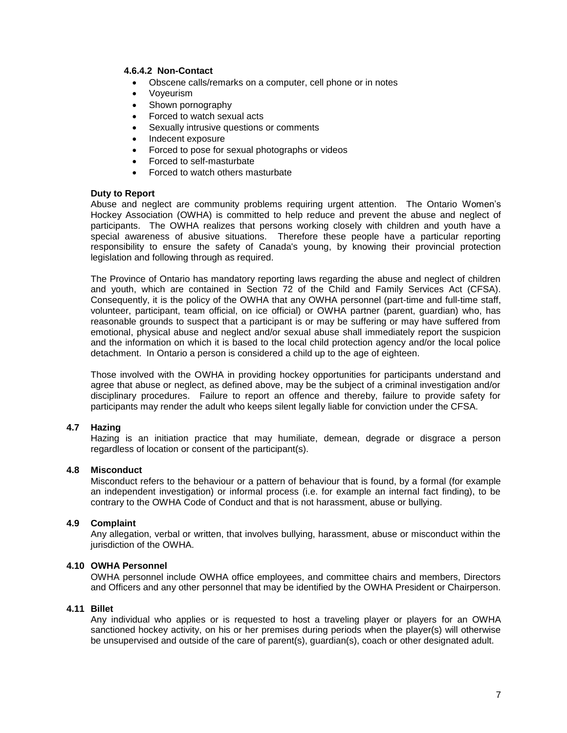#### 4.6.4.2 Non-Contact

- Obscene calls/remarks on a computer, cell phone or in notes
- Voyeurism
- Shown pornography
- Forced to watch sexual acts
- Sexually intrusive questions or comments
- Indecent exposure
- Forced to pose for sexual photographs or videos
- Forced to self-masturbate
- Forced to watch others masturbate

**Duty to Report**

Abuse and neglect are community problems requiring urgent attention. The Ontario Women's Hockey Association (OWHA) is committed to help reduce and prevent the abuse and neglect of participants. The OWHA realizes that persons working closely with children and youth have a special awareness of abusive situations. Therefore these people have a particular reporting responsibility to ensure the safety of Canada's young, by knowing their provincial protection legislation and following through as required.

The Province of Ontario has mandatory reporting laws regarding the abuse and neglect of children and youth, which are contained in Section 72 of the Child and Family Services Act (CFSA). Consequently, it is the policy of the OWHA that any OWHA personnel (part-time and full-time staff, volunteer, participant, team official, on ice official) or OWHA partner (parent, guardian) who, has reasonable grounds to suspect that a participant is or may be suffering or may have suffered from emotional, physical abuse and neglect and/or sexual abuse shall immediately report the suspicion and the information on which it is based to the local child protection agency and/or the local police detachment. In Ontario a person is considered a child up to the age of eighteen.

Those involved with the OWHA in providing hockey opportunities for participants understand and agree that abuse or neglect, as defined above, may be the subject of a criminal investigation and/or disciplinary procedures. Failure to report an offence and thereby, failure to provide safety for participants may render the adult who keeps silent legally liable for conviction under the CFSA.

### 4.7 Hazing

Hazing is an initiation practice that may humiliate, demean, degrade or disgrace a person regardless of location or consent of the participant(s).

### 4.8 Misconduct

Misconduct refers to the behaviour or a pattern of behaviour that is found, by a formal (for example an independent investigation) or informal process (i.e. for example an internal fact finding), to be contrary to the OWHA Code of Conduct and that is not harassment, abuse or bullying.

### 4.9 Complaint

Any allegation, verbal or written, that involves bullying, harassment, abuse or misconduct within the jurisdiction of the OWHA.

### 4.10 OWHA Personnel

OWHA personnel include OWHA office employees, and committee chairs and members, Directors and Officers and any other personnel that may be identified by the OWHA President or Chairperson.

### 4.11 Billet

Any individual who applies or is requested to host a traveling player or players for an OWHA sanctioned hockey activity, on his or her premises during periods when the player(s) will otherwise be unsupervised and outside of the care of parent(s), guardian(s), coach or other designated adult.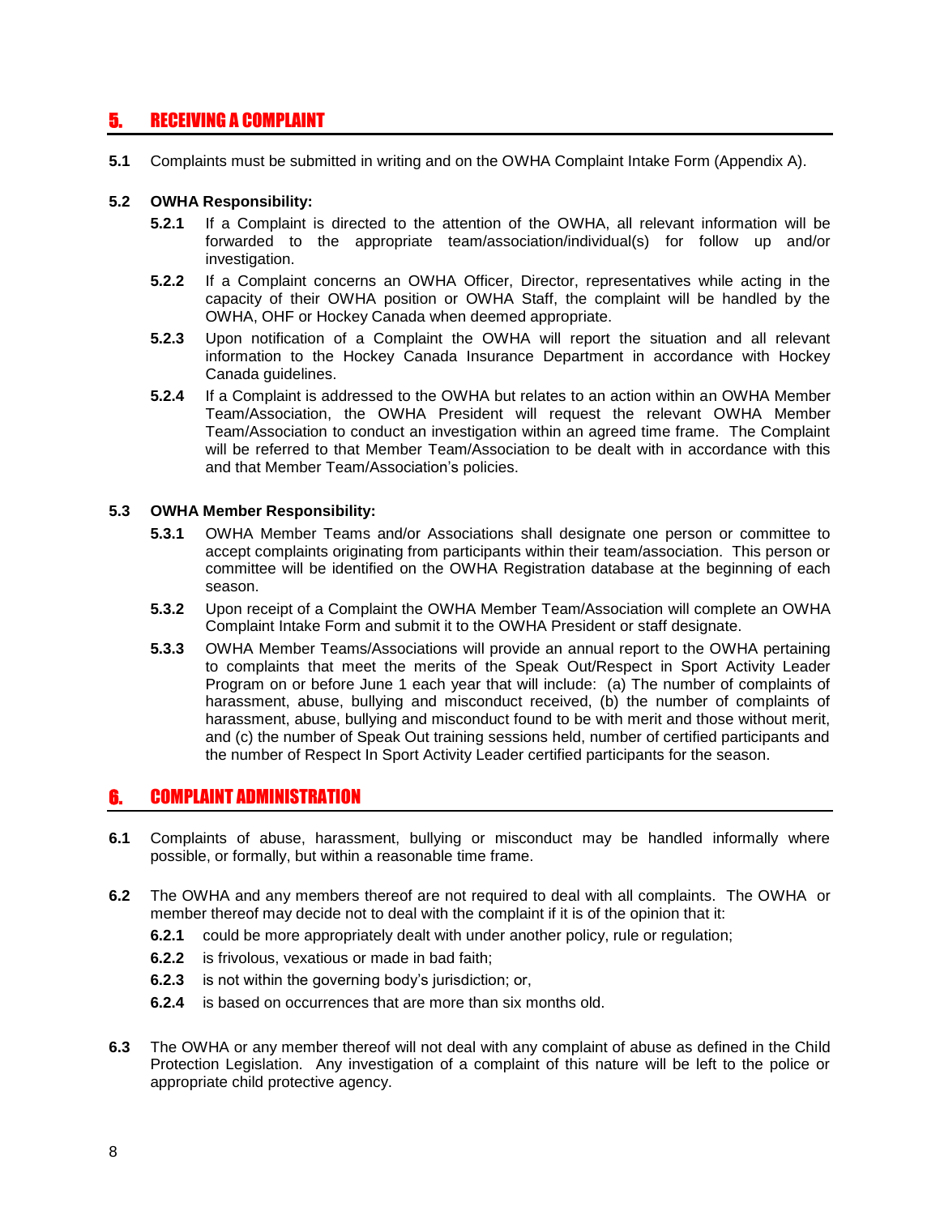## 5. RECEIVING A COMPLAINT

**5.1** Complaints must be submitted in writing and on the OWHA Complaint Intake Form (Appendix A).

**5.2 OWHA Responsibility:**

**5.2.1** If a Complaint is directed to the attention of the OWHA, all relevant information will be forwarded to the appropriate team/association/individual(s) for follow up and/or investigation.

**5.2.2** If a Complaint concerns an OWHA Officer, Director, representatives while acting in the capacity of their OWHA position or OWHA Staff, the complaint will be handled by the OWHA, OHF or Hockey Canada when deemed appropriate.

**5.2.3** Upon notification of a Complaint the OWHA will report the situation and all relevant information to the Hockey Canada Insurance Department in accordance with Hockey Canada guidelines.

**5.2.4** If a Complaint is addressed to the OWHA but relates to an action within an OWHA Member Team/Association, the OWHA President will request the relevant OWHA Member Team/Association to conduct an investigation within an agreed time frame. The Complaint will be referred to that Member Team/Association to be dealt with in accordance with this and that Member Team/Association's policies.

**5.3 OWHA Member Responsibility:**

**5.3.1** OWHA Member Teams and/or Associations shall designate one person or committee to accept complaints originating from participants within their team/association. This person or committee will be identified on the OWHA Registration database at the beginning of each season.

**5.3.2** Upon receipt of a Complaint the OWHA Member Team/Association will complete an OWHA Complaint Intake Form and submit it to the OWHA President or staff designate.

**5.3.3** OWHA Member Teams/Associations will provide an annual report to the OWHA pertaining to complaints that meet the merits of the Speak Out/Respect in Sport Activity Leader Program on or before June 1 each year that will include: (a) The number of complaints of harassment, abuse, bullying and misconduct received, (b) the number of complaints of harassment, abuse, bullying and misconduct found to be with merit and those without merit, and (c) the number of Speak Out training sessions held, number of certified participants and the number of Respect In Sport Activity Leader certified participants for the season.

## 6. COMPLAINT ADMINISTRATION

**6.1** Complaints of abuse, harassment, bullying or misconduct may be handled informally where possible, or formally, but within a reasonable time frame.

**6.2** The OWHA and any members thereof are not required to deal with all complaints. The OWHA or member thereof may decide not to deal with the complaint if it is of the opinion that it:

**6.2.1** could be more appropriately dealt with under another policy, rule or regulation;

**6.2.2** is frivolous, vexatious or made in bad faith;

**6.2.3** is not within the governing body's jurisdiction; or,

**6.2.4** is based on occurrences that are more than six months old.

**6.3** The OWHA or any member thereof will not deal with any complaint of abuse as defined in the Child Protection Legislation. Any investigation of a complaint of this nature will be left to the police or appropriate child protective agency.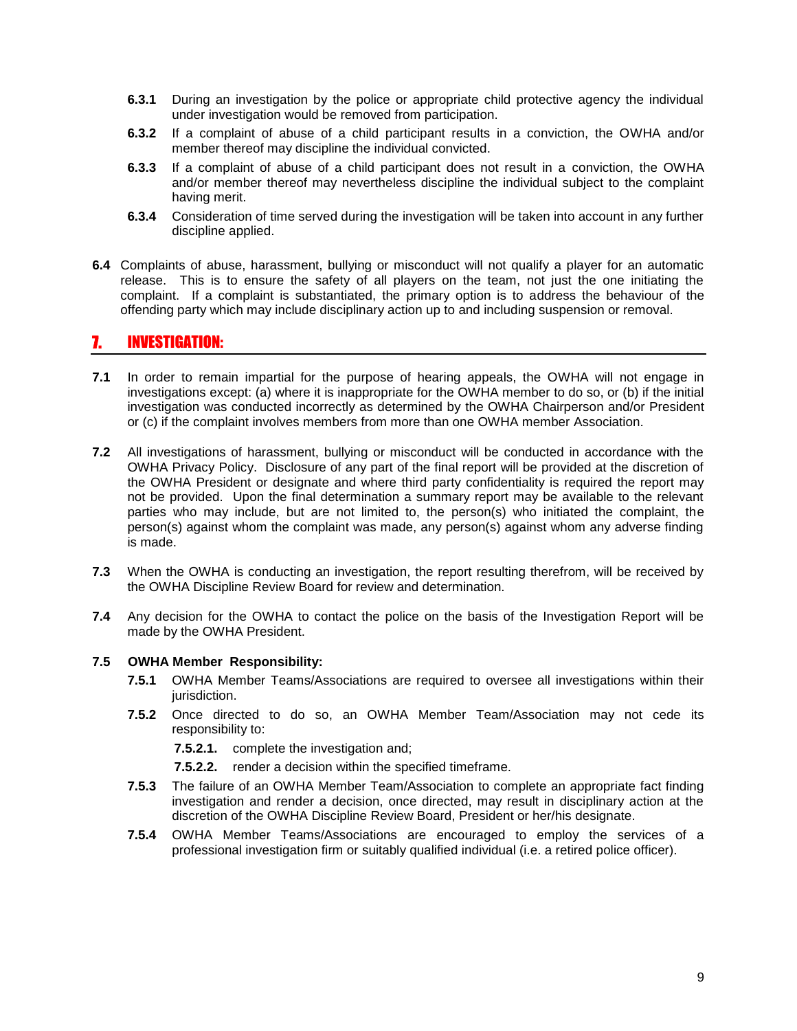**6.3.1** During an investigation by the police or appropriate child protective agency the individual under investigation would be removed from participation.

**6.3.2** If a complaint of abuse of a child participant results in a conviction, the OWHA and/or member thereof may discipline the individual convicted.

**6.3.3** If a complaint of abuse of a child participant does not result in a conviction, the OWHA and/or member thereof may nevertheless discipline the individual subject to the complaint having merit.

**6.3.4** Consideration of time served during the investigation will be taken into account in any further discipline applied.

**6.4** Complaints of abuse, harassment, bullying or misconduct will not qualify a player for an automatic release. This is to ensure the safety of all players on the team, not just the one initiating the complaint. If a complaint is substantiated, the primary option is to address the behaviour of the offending party which may include disciplinary action up to and including suspension or removal.

## 7. INVESTIGATION:

**7.1** In order to remain impartial for the purpose of hearing appeals, the OWHA will not engage in investigations except: (a) where it is inappropriate for the OWHA member to do so, or (b) if the initial investigation was conducted incorrectly as determined by the OWHA Chairperson and/or President or (c) if the complaint involves members from more than one OWHA member Association.

**7.2** All investigations of harassment, bullying or misconduct will be conducted in accordance with the OWHA Privacy Policy. Disclosure of any part of the final report will be provided at the discretion of the OWHA President or designate and where third party confidentiality is required the report may not be provided. Upon the final determination a summary report may be available to the relevant parties who may include, but are not limited to, the person(s) who initiated the complaint, the person(s) against whom the complaint was made, any person(s) against whom any adverse finding is made.

**7.3** When the OWHA is conducting an investigation, the report resulting therefrom, will be received by the OWHA Discipline Review Board for review and determination.

**7.4** Any decision for the OWHA to contact the police on the basis of the Investigation Report will be made by the OWHA President.

**7.5 OWHA Member Responsibility:**

**7.5.1** OWHA Member Teams/Associations are required to oversee all investigations within their jurisdiction.

**7.5.2** Once directed to do so, an OWHA Member Team/Association may not cede its responsibility to:

**7.5.2.1.** complete the investigation and;

**7.5.2.2.** render a decision within the specified timeframe.

**7.5.3** The failure of an OWHA Member Team/Association to complete an appropriate fact finding investigation and render a decision, once directed, may result in disciplinary action at the discretion of the OWHA Discipline Review Board, President or her/his designate.

**7.5.4** OWHA Member Teams/Associations are encouraged to employ the services of a professional investigation firm or suitably qualified individual (i.e. a retired police officer).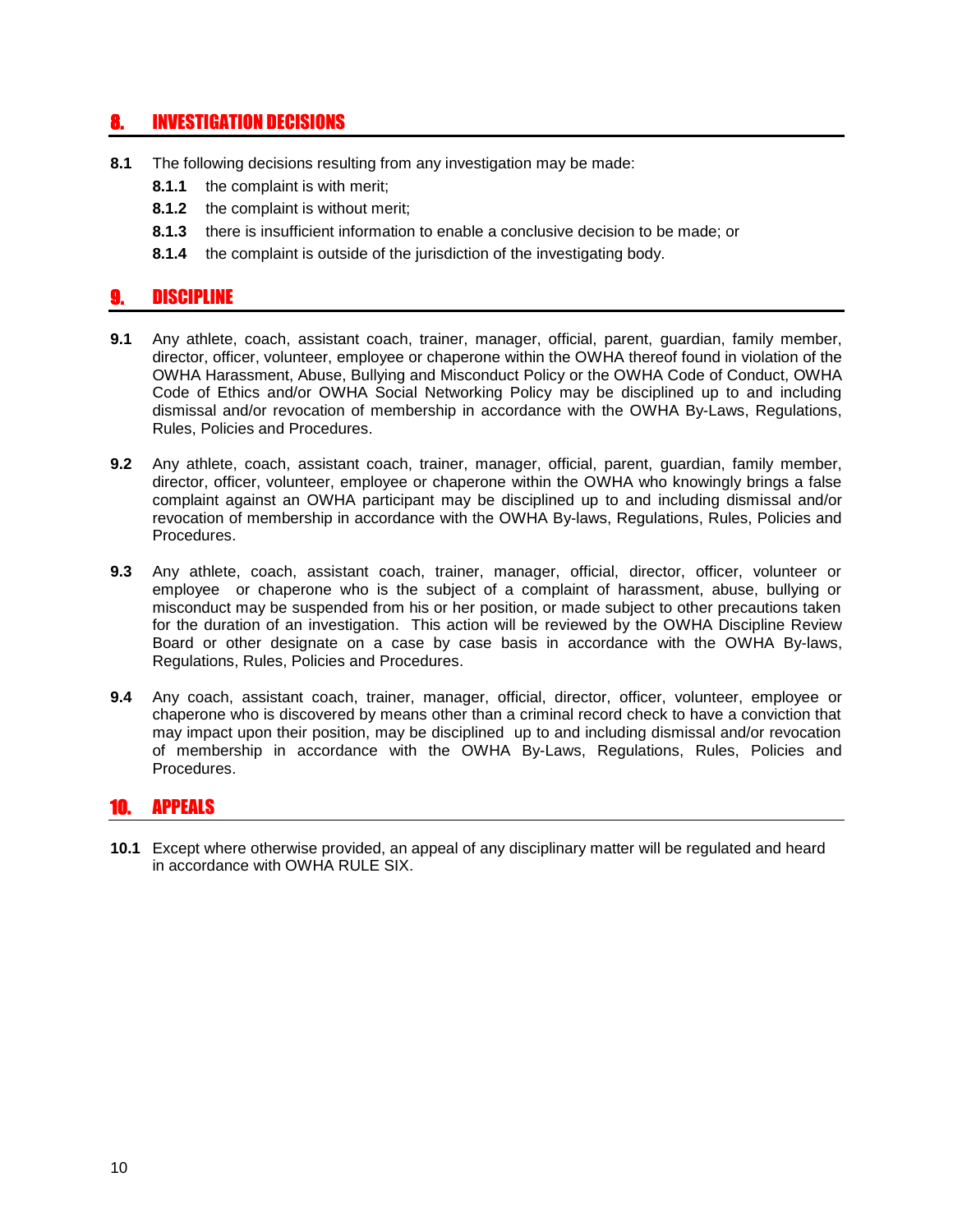## 8. INVESTIGATION DECISIONS

**8.1** The following decisions resulting from any investigation may be made:

- **8.1.1** the complaint is with merit;
- **8.1.2** the complaint is without merit;
- **8.1.3** there is insufficient information to enable a conclusive decision to be made; or
- **8.1.4** the complaint is outside of the jurisdiction of the investigating body.

## 9. DISCIPLINE

**9.1** Any athlete, coach, assistant coach, trainer, manager, official, parent, guardian, family member, director, officer, volunteer, employee or chaperone within the OWHA thereof found in violation of the OWHA Harassment, Abuse, Bullying and Misconduct Policy or the OWHA Code of Conduct, OWHA Code of Ethics and/or OWHA Social Networking Policy may be disciplined up to and including dismissal and/or revocation of membership in accordance with the OWHA By-Laws, Regulations, Rules, Policies and Procedures.

**9.2** Any athlete, coach, assistant coach, trainer, manager, official, parent, guardian, family member, director, officer, volunteer, employee or chaperone within the OWHA who knowingly brings a false complaint against an OWHA participant may be disciplined up to and including dismissal and/or revocation of membership in accordance with the OWHA By-laws, Regulations, Rules, Policies and Procedures.

**9.3** Any athlete, coach, assistant coach, trainer, manager, official, director, officer, volunteer or employee or chaperone who is the subject of a complaint of harassment, abuse, bullying or misconduct may be suspended from his or her position, or made subject to other precautions taken for the duration of an investigation. This action will be reviewed by the OWHA Discipline Review Board or other designate on a case by case basis in accordance with the OWHA By-laws, Regulations, Rules, Policies and Procedures.

**9.4** Any coach, assistant coach, trainer, manager, official, director, officer, volunteer, employee or chaperone who is discovered by means other than a criminal record check to have a conviction that may impact upon their position, may be disciplined up to and including dismissal and/or revocation of membership in accordance with the OWHA By-Laws, Regulations, Rules, Policies and Procedures.

## 10. APPEALS

**10.1** Except where otherwise provided, an appeal of any disciplinary matter will be regulated and heard in accordance with OWHA RULE SIX.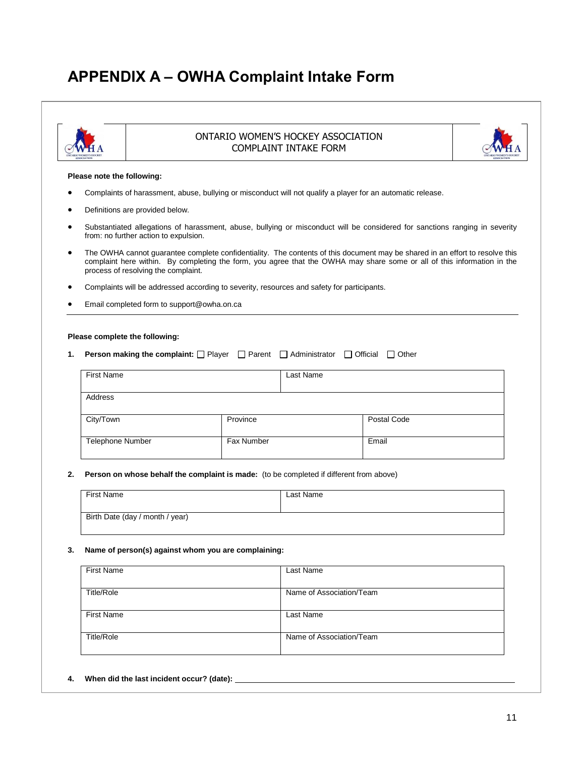# APPENDIX A – OWHA Complaint Intake Form

ONTARIO WOMEN'S HOCKEY ASSOCIATION
COMPLAINT INTAKE FORM

**Please note the following:**

- Complaints of harassment, abuse, bullying or misconduct will not qualify a player for an automatic release.
- Definitions are provided below.
- Substantiated allegations of harassment, abuse, bullying or misconduct will be considered for sanctions ranging in severity from: no further action to expulsion.
- The OWHA cannot guarantee complete confidentiality. The contents of this document may be shared in an effort to resolve this complaint here within. By completing the form, you agree that the OWHA may share some or all of this information in the process of resolving the complaint.
- Complaints will be addressed according to severity, resources and safety for participants.
- Email completed form to support@owha.on.ca

---

**Please complete the following:**

1. **Person making the complaint:** ☐ Player ☐ Parent ☐ Administrator ☐ Official ☐ Other

| First Name | | Last Name |
|---|---|---|
| Address | | |
| City/Town | Province | Postal Code |
| Telephone Number | Fax Number | Email |

2. **Person on whose behalf the complaint is made:** (to be completed if different from above)

| First Name | Last Name |
|---|---|
| Birth Date (day / month / year) | |

3. **Name of person(s) against whom you are complaining:**

| First Name | Last Name |
|---|---|
| Title/Role | Name of Association/Team |
| First Name | Last Name |
| Title/Role | Name of Association/Team |

4. **When did the last incident occur? (date):** ______________________________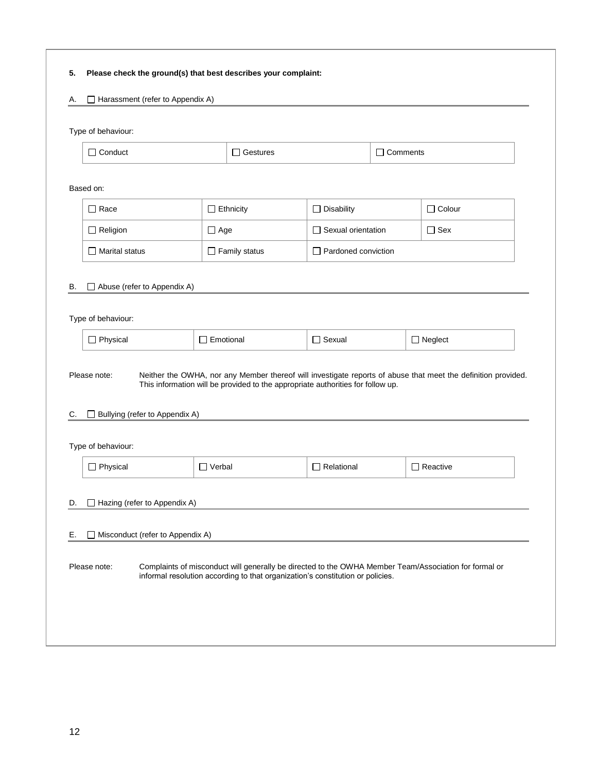**5. Please check the ground(s) that best describes your complaint:**

A. ☐ Harassment (refer to Appendix A)

Type of behaviour:

| | | |
|---|---|---|
| ☐ Conduct | ☐ Gestures | ☐ Comments |

Based on:

| | | | |
|---|---|---|---|
| ☐ Race | ☐ Ethnicity | ☐ Disability | ☐ Colour |
| ☐ Religion | ☐ Age | ☐ Sexual orientation | ☐ Sex |
| ☐ Marital status | ☐ Family status | ☐ Pardoned conviction | |

B. ☐ Abuse (refer to Appendix A)

Type of behaviour:

| | | | |
|---|---|---|---|
| ☐ Physical | ☐ Emotional | ☐ Sexual | ☐ Neglect |

Please note: Neither the OWHA, nor any Member thereof will investigate reports of abuse that meet the definition provided. This information will be provided to the appropriate authorities for follow up.

C. ☐ Bullying (refer to Appendix A)

Type of behaviour:

| | | | |
|---|---|---|---|
| ☐ Physical | ☐ Verbal | ☐ Relational | ☐ Reactive |

D. ☐ Hazing (refer to Appendix A)

E. ☐ Misconduct (refer to Appendix A)

Please note: Complaints of misconduct will generally be directed to the OWHA Member Team/Association for formal or informal resolution according to that organization's constitution or policies.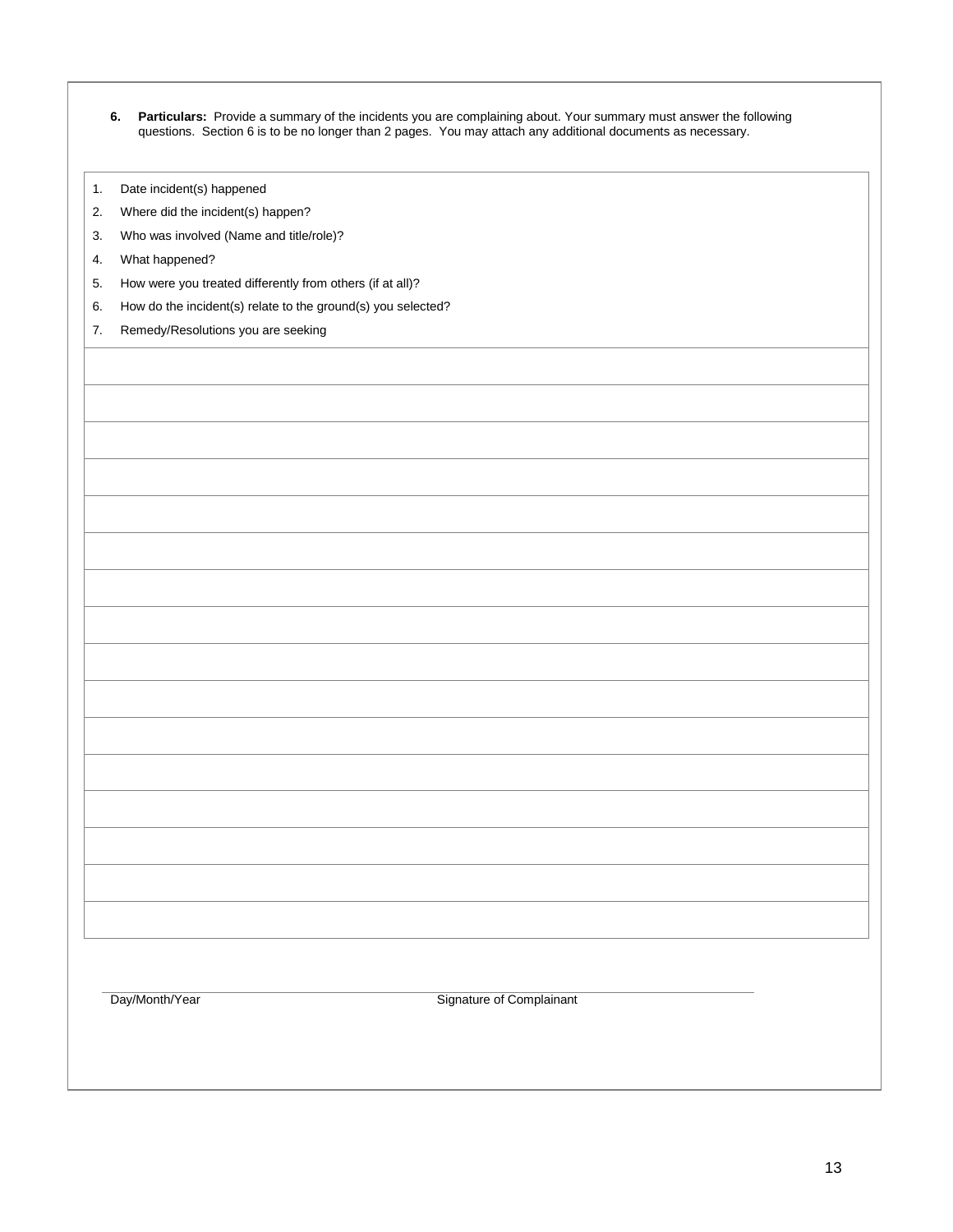**6. Particulars:** Provide a summary of the incidents you are complaining about. Your summary must answer the following questions. Section 6 is to be no longer than 2 pages. You may attach any additional documents as necessary.

1. Date incident(s) happened
2. Where did the incident(s) happen?
3. Who was involved (Name and title/role)?
4. What happened?
5. How were you treated differently from others (if at all)?
6. How do the incident(s) relate to the ground(s) you selected?
7. Remedy/Resolutions you are seeking

| |
|---|
| |
| |
| |
| |
| |
| |
| |
| |
| |
| |
| |
| |
| |
| |
| |

Day/Month/Year Signature of Complainant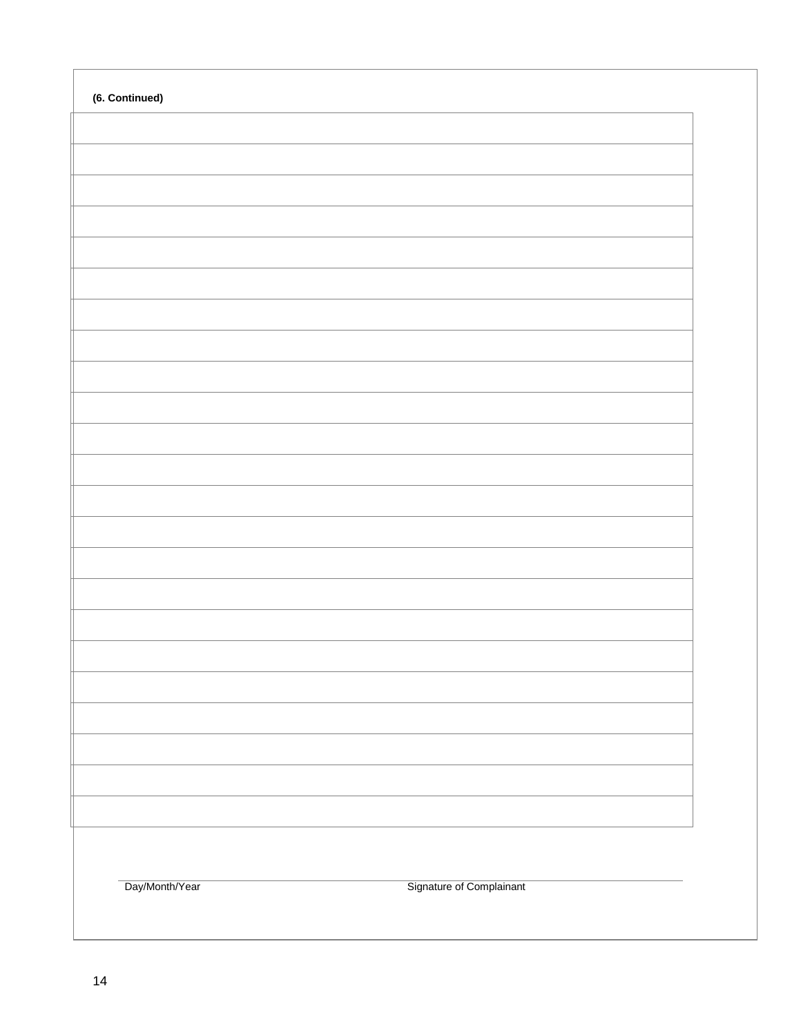**(6. Continued)**

| |
|---|
| |
| |
| |
| |
| |
| |
| |
| |
| |
| |
| |
| |
| |
| |
| |
| |
| |
| |
| |
| |
| |
| |

Day/Month/Year                    Signature of Complainant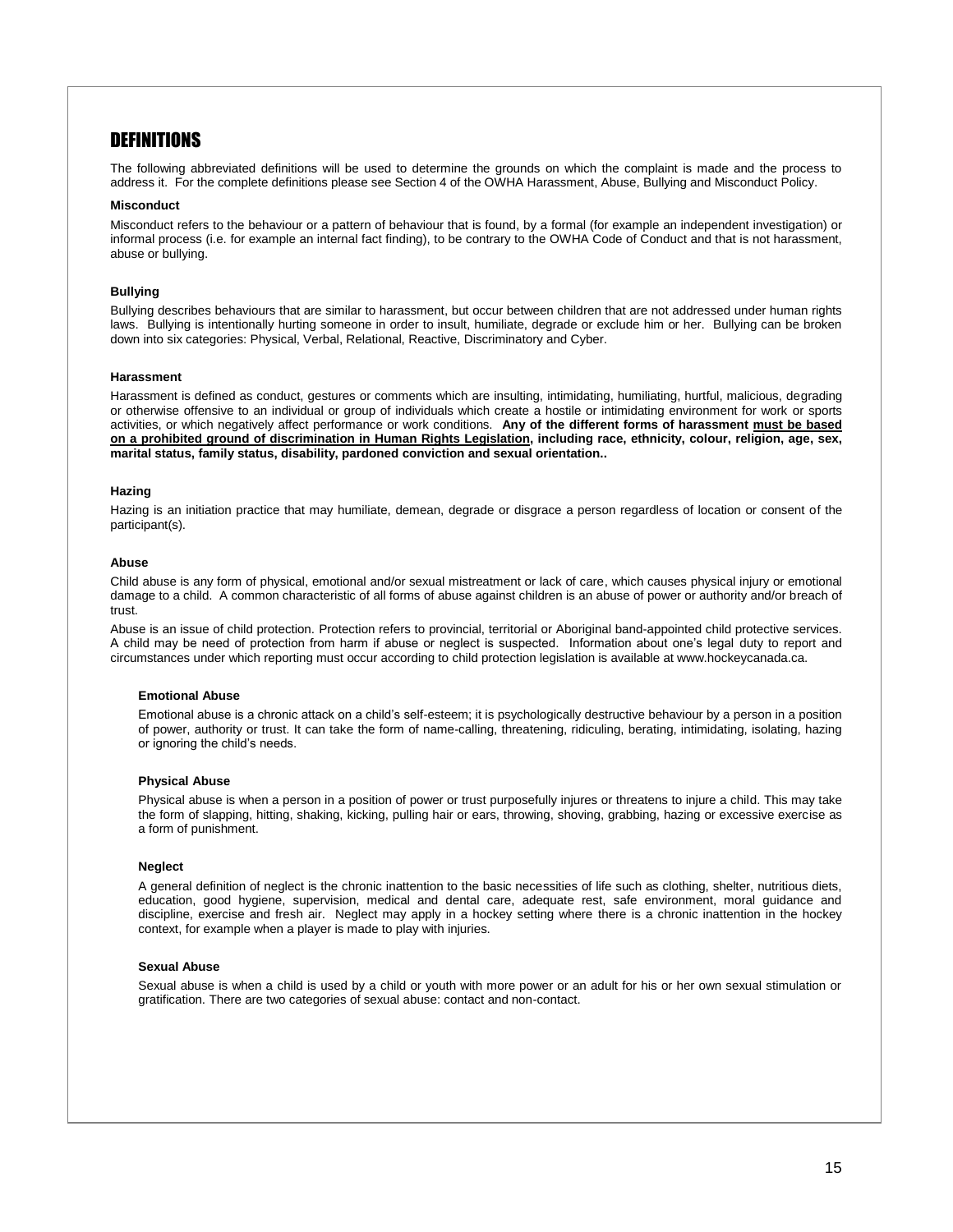# DEFINITIONS

The following abbreviated definitions will be used to determine the grounds on which the complaint is made and the process to address it. For the complete definitions please see Section 4 of the OWHA Harassment, Abuse, Bullying and Misconduct Policy.

**Misconduct**

Misconduct refers to the behaviour or a pattern of behaviour that is found, by a formal (for example an independent investigation) or informal process (i.e. for example an internal fact finding), to be contrary to the OWHA Code of Conduct and that is not harassment, abuse or bullying.

**Bullying**

Bullying describes behaviours that are similar to harassment, but occur between children that are not addressed under human rights laws. Bullying is intentionally hurting someone in order to insult, humiliate, degrade or exclude him or her. Bullying can be broken down into six categories: Physical, Verbal, Relational, Reactive, Discriminatory and Cyber.

**Harassment**

Harassment is defined as conduct, gestures or comments which are insulting, intimidating, humiliating, hurtful, malicious, degrading or otherwise offensive to an individual or group of individuals which create a hostile or intimidating environment for work or sports activities, or which negatively affect performance or work conditions. **Any of the different forms of harassment <u>must be based on a prohibited ground of discrimination in Human Rights Legislation</u>, including race, ethnicity, colour, religion, age, sex, marital status, family status, disability, pardoned conviction and sexual orientation..**

**Hazing**

Hazing is an initiation practice that may humiliate, demean, degrade or disgrace a person regardless of location or consent of the participant(s).

**Abuse**

Child abuse is any form of physical, emotional and/or sexual mistreatment or lack of care, which causes physical injury or emotional damage to a child. A common characteristic of all forms of abuse against children is an abuse of power or authority and/or breach of trust.

Abuse is an issue of child protection. Protection refers to provincial, territorial or Aboriginal band-appointed child protective services. A child may be need of protection from harm if abuse or neglect is suspected. Information about one's legal duty to report and circumstances under which reporting must occur according to child protection legislation is available at www.hockeycanada.ca.

**Emotional Abuse**

Emotional abuse is a chronic attack on a child's self-esteem; it is psychologically destructive behaviour by a person in a position of power, authority or trust. It can take the form of name-calling, threatening, ridiculing, berating, intimidating, isolating, hazing or ignoring the child's needs.

**Physical Abuse**

Physical abuse is when a person in a position of power or trust purposefully injures or threatens to injure a child. This may take the form of slapping, hitting, shaking, kicking, pulling hair or ears, throwing, shoving, grabbing, hazing or excessive exercise as a form of punishment.

**Neglect**

A general definition of neglect is the chronic inattention to the basic necessities of life such as clothing, shelter, nutritious diets, education, good hygiene, supervision, medical and dental care, adequate rest, safe environment, moral guidance and discipline, exercise and fresh air. Neglect may apply in a hockey setting where there is a chronic inattention in the hockey context, for example when a player is made to play with injuries.

**Sexual Abuse**

Sexual abuse is when a child is used by a child or youth with more power or an adult for his or her own sexual stimulation or gratification. There are two categories of sexual abuse: contact and non-contact.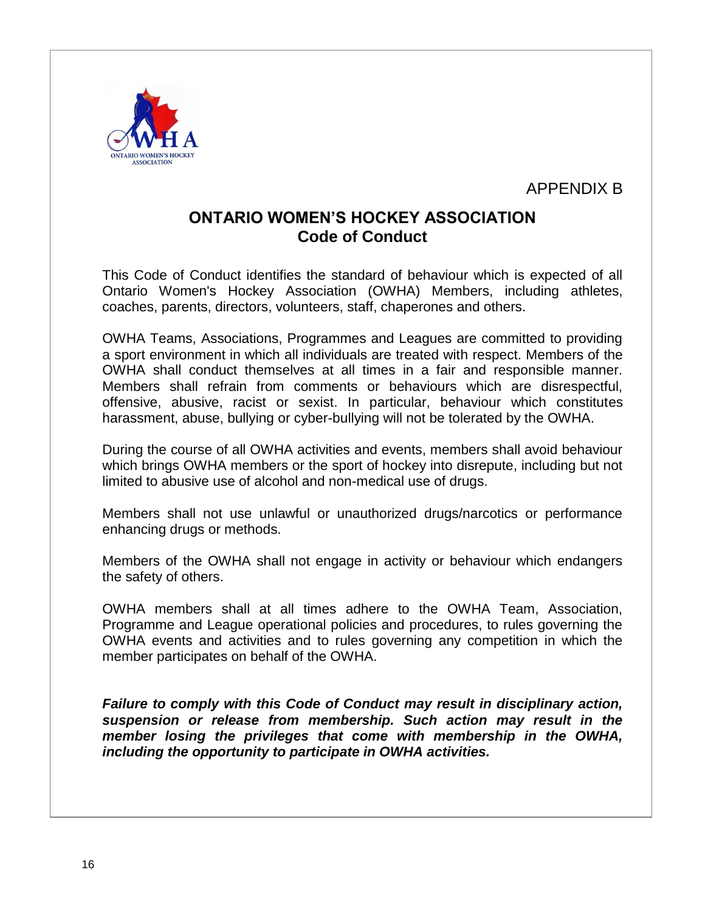APPENDIX B

# ONTARIO WOMEN'S HOCKEY ASSOCIATION
## Code of Conduct

This Code of Conduct identifies the standard of behaviour which is expected of all Ontario Women's Hockey Association (OWHA) Members, including athletes, coaches, parents, directors, volunteers, staff, chaperones and others.

OWHA Teams, Associations, Programmes and Leagues are committed to providing a sport environment in which all individuals are treated with respect. Members of the OWHA shall conduct themselves at all times in a fair and responsible manner. Members shall refrain from comments or behaviours which are disrespectful, offensive, abusive, racist or sexist. In particular, behaviour which constitutes harassment, abuse, bullying or cyber-bullying will not be tolerated by the OWHA.

During the course of all OWHA activities and events, members shall avoid behaviour which brings OWHA members or the sport of hockey into disrepute, including but not limited to abusive use of alcohol and non-medical use of drugs.

Members shall not use unlawful or unauthorized drugs/narcotics or performance enhancing drugs or methods.

Members of the OWHA shall not engage in activity or behaviour which endangers the safety of others.

OWHA members shall at all times adhere to the OWHA Team, Association, Programme and League operational policies and procedures, to rules governing the OWHA events and activities and to rules governing any competition in which the member participates on behalf of the OWHA.

***Failure to comply with this Code of Conduct may result in disciplinary action, suspension or release from membership. Such action may result in the member losing the privileges that come with membership in the OWHA, including the opportunity to participate in OWHA activities.***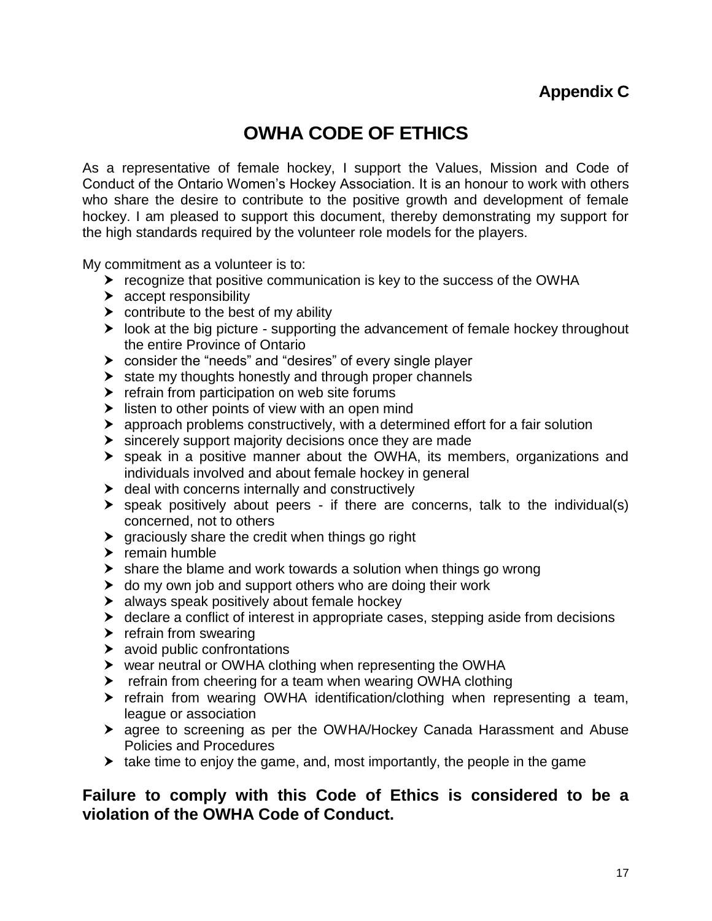**Appendix C**

# OWHA CODE OF ETHICS

As a representative of female hockey, I support the Values, Mission and Code of Conduct of the Ontario Women's Hockey Association. It is an honour to work with others who share the desire to contribute to the positive growth and development of female hockey. I am pleased to support this document, thereby demonstrating my support for the high standards required by the volunteer role models for the players.

My commitment as a volunteer is to:

- recognize that positive communication is key to the success of the OWHA
- accept responsibility
- contribute to the best of my ability
- look at the big picture - supporting the advancement of female hockey throughout the entire Province of Ontario
- consider the "needs" and "desires" of every single player
- state my thoughts honestly and through proper channels
- refrain from participation on web site forums
- listen to other points of view with an open mind
- approach problems constructively, with a determined effort for a fair solution
- sincerely support majority decisions once they are made
- speak in a positive manner about the OWHA, its members, organizations and individuals involved and about female hockey in general
- deal with concerns internally and constructively
- speak positively about peers - if there are concerns, talk to the individual(s) concerned, not to others
- graciously share the credit when things go right
- remain humble
- share the blame and work towards a solution when things go wrong
- do my own job and support others who are doing their work
- always speak positively about female hockey
- declare a conflict of interest in appropriate cases, stepping aside from decisions
- refrain from swearing
- avoid public confrontations
- wear neutral or OWHA clothing when representing the OWHA
- refrain from cheering for a team when wearing OWHA clothing
- refrain from wearing OWHA identification/clothing when representing a team, league or association
- agree to screening as per the OWHA/Hockey Canada Harassment and Abuse Policies and Procedures
- take time to enjoy the game, and, most importantly, the people in the game

**Failure to comply with this Code of Ethics is considered to be a violation of the OWHA Code of Conduct.**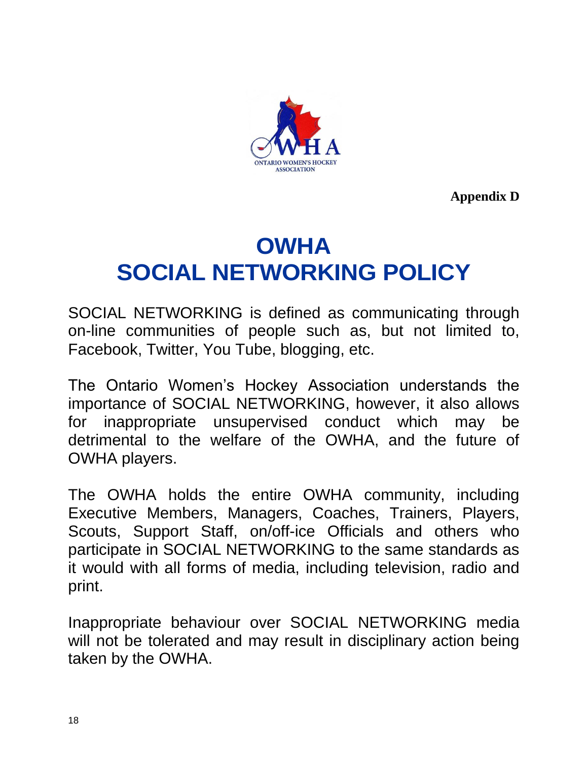Appendix D

# OWHA
# SOCIAL NETWORKING POLICY

SOCIAL NETWORKING is defined as communicating through on-line communities of people such as, but not limited to, Facebook, Twitter, You Tube, blogging, etc.

The Ontario Women's Hockey Association understands the importance of SOCIAL NETWORKING, however, it also allows for inappropriate unsupervised conduct which may be detrimental to the welfare of the OWHA, and the future of OWHA players.

The OWHA holds the entire OWHA community, including Executive Members, Managers, Coaches, Trainers, Players, Scouts, Support Staff, on/off-ice Officials and others who participate in SOCIAL NETWORKING to the same standards as it would with all forms of media, including television, radio and print.

Inappropriate behaviour over SOCIAL NETWORKING media will not be tolerated and may result in disciplinary action being taken by the OWHA.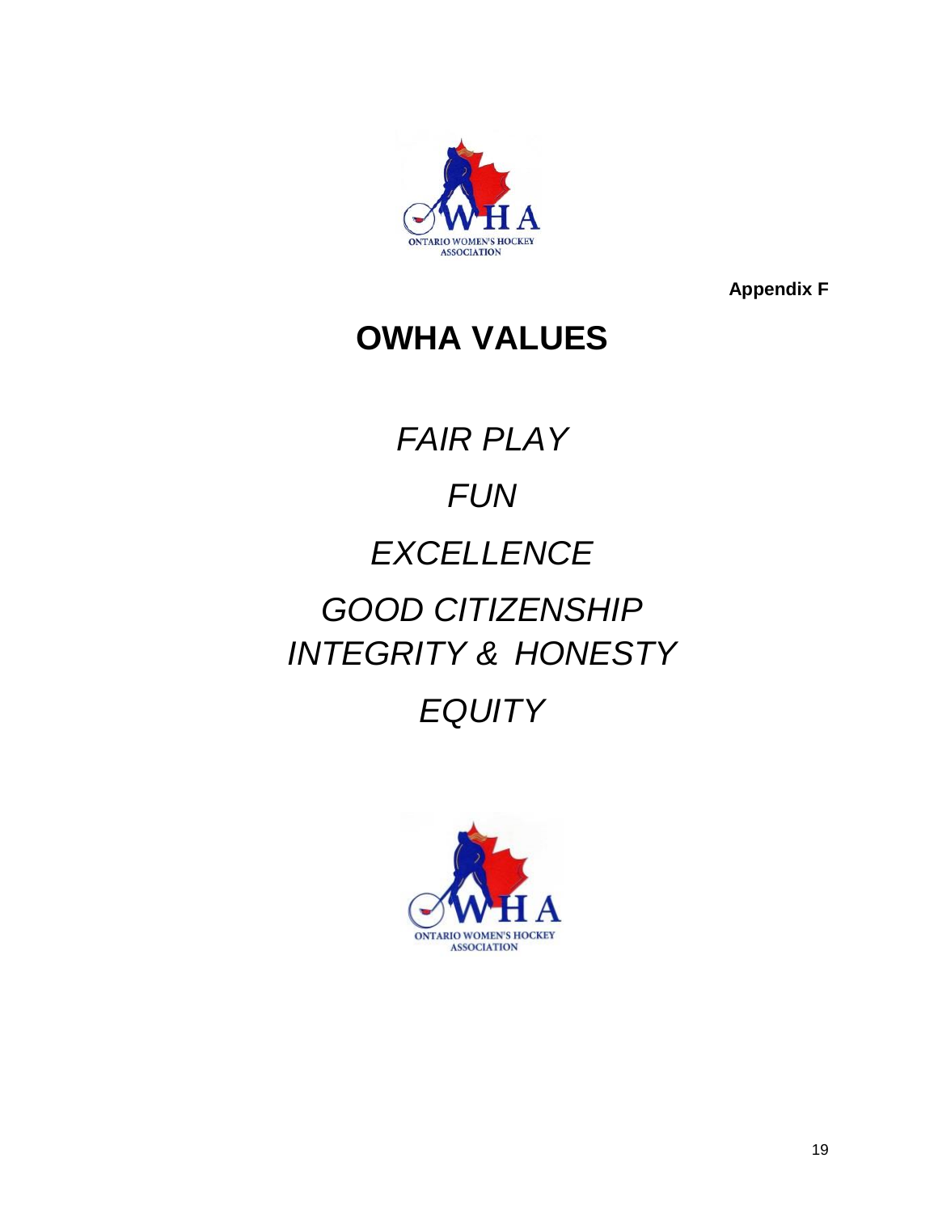Appendix F

# OWHA VALUES

*FAIR PLAY*

*FUN*

*EXCELLENCE*

*GOOD CITIZENSHIP*

*INTEGRITY & HONESTY*

*EQUITY*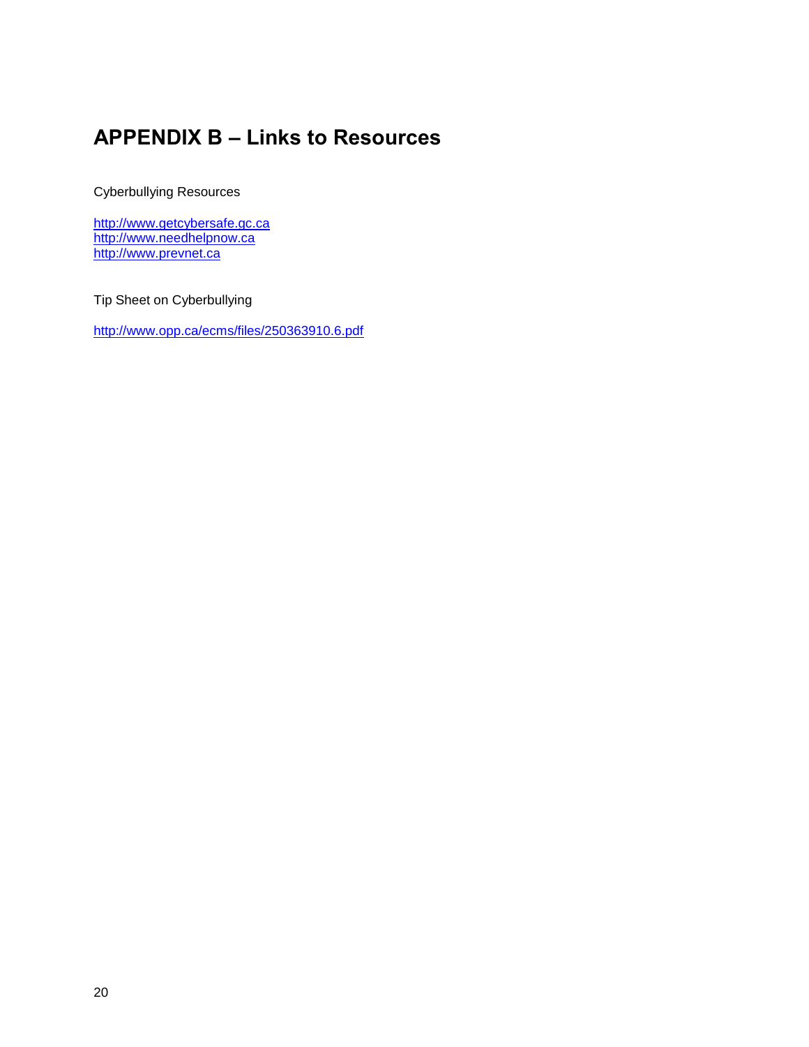# APPENDIX B – Links to Resources

Cyberbullying Resources

http://www.getcybersafe.gc.ca
http://www.needhelpnow.ca
http://www.prevnet.ca

Tip Sheet on Cyberbullying

http://www.opp.ca/ecms/files/250363910.6.pdf